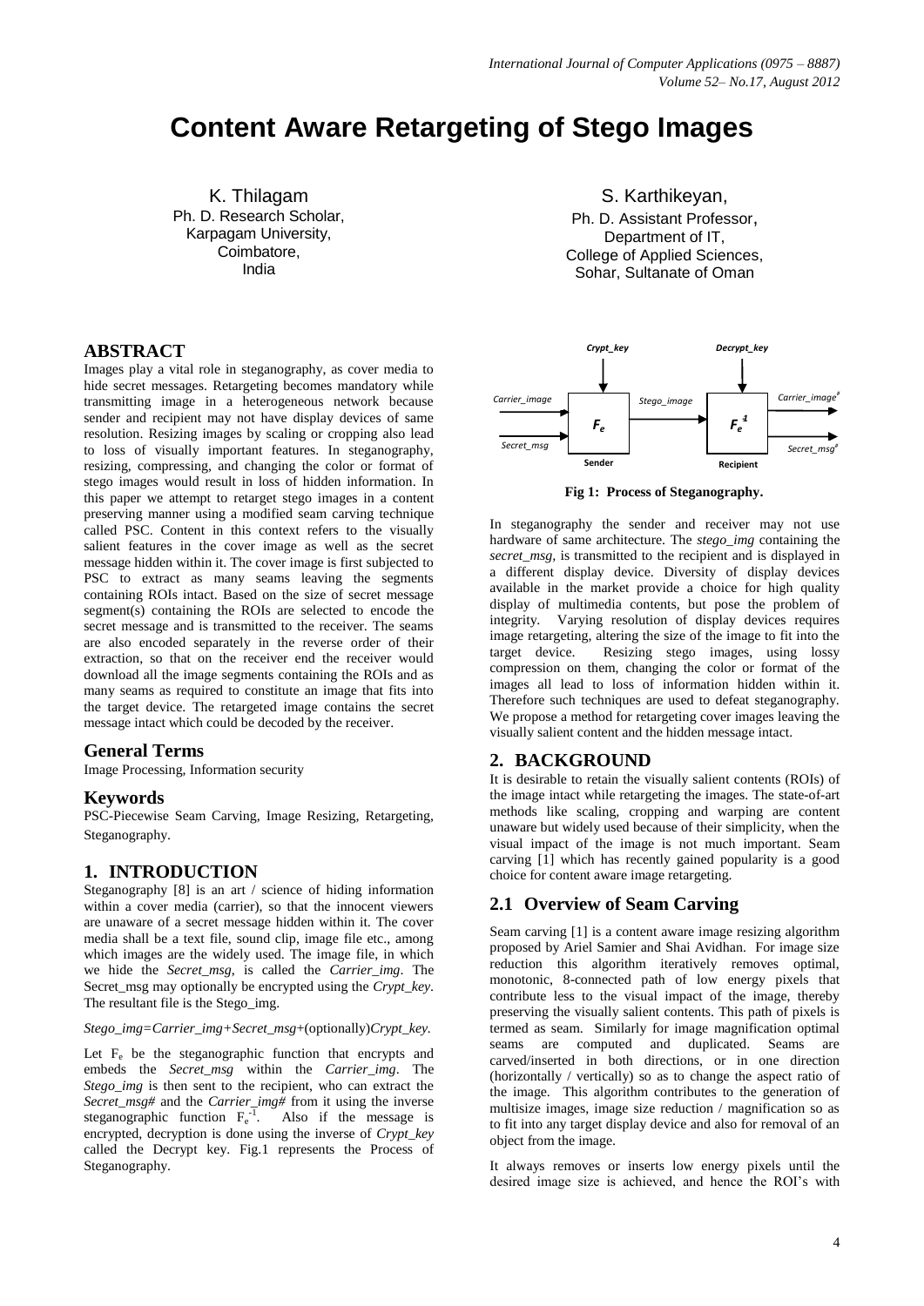# Content Aware Retargeting of Stego Images

K. Thilagam
Ph. D. Research Scholar,
Karpagam University,
Coimbatore,
India

S. Karthikeyan,
Ph. D. Assistant Professor,
Department of IT,
College of Applied Sciences,
Sohar, Sultanate of Oman

## ABSTRACT

Images play a vital role in steganography, as cover media to hide secret messages. Retargeting becomes mandatory while transmitting image in a heterogeneous network because sender and recipient may not have display devices of same resolution. Resizing images by scaling or cropping also lead to loss of visually important features. In steganography, resizing, compressing, and changing the color or format of stego images would result in loss of hidden information. In this paper we attempt to retarget stego images in a content preserving manner using a modified seam carving technique called PSC. Content in this context refers to the visually salient features in the cover image as well as the secret message hidden within it. The cover image is first subjected to PSC to extract as many seams leaving the segments containing ROIs intact. Based on the size of secret message segment(s) containing the ROIs are selected to encode the secret message and is transmitted to the receiver. The seams are also encoded separately in the reverse order of their extraction, so that on the receiver end the receiver would download all the image segments containing the ROIs and as many seams as required to constitute an image that fits into the target device. The retargeted image contains the secret message intact which could be decoded by the receiver.

### General Terms

Image Processing, Information security

### Keywords

PSC-Piecewise Seam Carving, Image Resizing, Retargeting, Steganography.

## 1. INTRODUCTION

Steganography [8] is an art / science of hiding information within a cover media (carrier), so that the innocent viewers are unaware of a secret message hidden within it. The cover media shall be a text file, sound clip, image file etc., among which images are the widely used. The image file, in which we hide the *Secret_msg*, is called the *Carrier_img*. The Secret_msg may optionally be encrypted using the *Crypt_key*. The resultant file is the Stego_img.

*Stego_img=Carrier_img+Secret_msg*+(optionally)*Crypt_key.*

Let $F_e$ be the steganographic function that encrypts and embeds the *Secret_msg* within the *Carrier_img*. The *Stego_img* is then sent to the recipient, who can extract the *Secret_msg#* and the *Carrier_img#* from it using the inverse steganographic function $F_e^{-1}$. Also if the message is encrypted, decryption is done using the inverse of *Crypt_key* called the Decrypt key. Fig.1 represents the Process of Steganography.

**Fig 1: Process of Steganography.**

In steganography the sender and receiver may not use hardware of same architecture. The *stego_img* containing the *secret_msg*, is transmitted to the recipient and is displayed in a different display device. Diversity of display devices available in the market provide a choice for high quality display of multimedia contents, but pose the problem of integrity. Varying resolution of display devices requires image retargeting, altering the size of the image to fit into the target device. Resizing stego images, using lossy compression on them, changing the color or format of the images all lead to loss of information hidden within it. Therefore such techniques are used to defeat steganography. We propose a method for retargeting cover images leaving the visually salient content and the hidden message intact.

## 2. BACKGROUND

It is desirable to retain the visually salient contents (ROIs) of the image intact while retargeting the images. The state-of-art methods like scaling, cropping and warping are content unaware but widely used because of their simplicity, when the visual impact of the image is not much important. Seam carving [1] which has recently gained popularity is a good choice for content aware image retargeting.

### 2.1 Overview of Seam Carving

Seam carving [1] is a content aware image resizing algorithm proposed by Ariel Samier and Shai Avidhan. For image size reduction this algorithm iteratively removes optimal, monotonic, 8-connected path of low energy pixels that contribute less to the visual impact of the image, thereby preserving the visually salient contents. This path of pixels is termed as seam. Similarly for image magnification optimal seams are computed and duplicated. Seams are carved/inserted in both directions, or in one direction (horizontally / vertically) so as to change the aspect ratio of the image. This algorithm contributes to the generation of multisize images, image size reduction / magnification so as to fit into any target display device and also for removal of an object from the image.

It always removes or inserts low energy pixels until the desired image size is achieved, and hence the ROI's with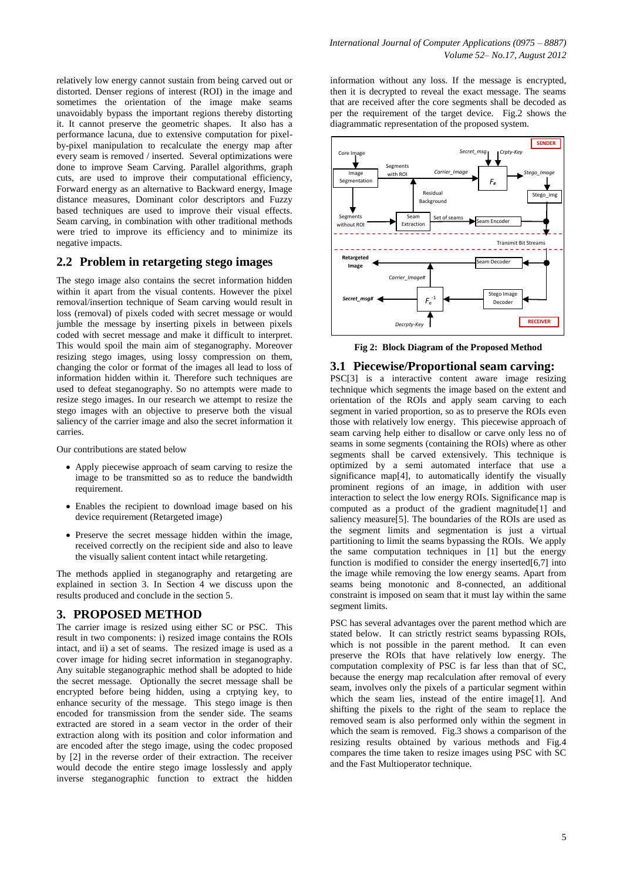relatively low energy cannot sustain from being carved out or distorted. Denser regions of interest (ROI) in the image and sometimes the orientation of the image make seams unavoidably bypass the important regions thereby distorting it. It cannot preserve the geometric shapes. It also has a performance lacuna, due to extensive computation for pixel-by-pixel manipulation to recalculate the energy map after every seam is removed / inserted. Several optimizations were done to improve Seam Carving. Parallel algorithms, graph cuts, are used to improve their computational efficiency, Forward energy as an alternative to Backward energy, Image distance measures, Dominant color descriptors and Fuzzy based techniques are used to improve their visual effects. Seam carving, in combination with other traditional methods were tried to improve its efficiency and to minimize its negative impacts.

## 2.2 Problem in retargeting stego images

The stego image also contains the secret information hidden within it apart from the visual contents. However the pixel removal/insertion technique of Seam carving would result in loss (removal) of pixels coded with secret message or would jumble the message by inserting pixels in between pixels coded with secret message and make it difficult to interpret. This would spoil the main aim of steganography. Moreover resizing stego images, using lossy compression on them, changing the color or format of the images all lead to loss of information hidden within it. Therefore such techniques are used to defeat steganography. So no attempts were made to resize stego images. In our research we attempt to resize the stego images with an objective to preserve both the visual saliency of the carrier image and also the secret information it carries.

Our contributions are stated below

- Apply piecewise approach of seam carving to resize the image to be transmitted so as to reduce the bandwidth requirement.
- Enables the recipient to download image based on his device requirement (Retargeted image)
- Preserve the secret message hidden within the image, received correctly on the recipient side and also to leave the visually salient content intact while retargeting.

The methods applied in steganography and retargeting are explained in section 3. In Section 4 we discuss upon the results produced and conclude in the section 5.

# 3. PROPOSED METHOD

The carrier image is resized using either SC or PSC. This result in two components: i) resized image contains the ROIs intact, and ii) a set of seams. The resized image is used as a cover image for hiding secret information in steganography. Any suitable steganographic method shall be adopted to hide the secret message. Optionally the secret message shall be encrypted before being hidden, using a crptying key, to enhance security of the message. This stego image is then encoded for transmission from the sender side. The seams extracted are stored in a seam vector in the order of their extraction along with its position and color information and are encoded after the stego image, using the codec proposed by [2] in the reverse order of their extraction. The receiver would decode the entire stego image losslessly and apply inverse steganographic function to extract the hidden information without any loss. If the message is encrypted, then it is decrypted to reveal the exact message. The seams that are received after the core segments shall be decoded as per the requirement of the target device. Fig.2 shows the diagrammatic representation of the proposed system.

**Fig 2: Block Diagram of the Proposed Method**

## 3.1 Piecewise/Proportional seam carving:

PSC[3] is a interactive content aware image resizing technique which segments the image based on the extent and orientation of the ROIs and apply seam carving to each segment in varied proportion, so as to preserve the ROIs even those with relatively low energy. This piecewise approach of seam carving help either to disallow or carve only less no of seams in some segments (containing the ROIs) where as other segments shall be carved extensively. This technique is optimized by a semi automated interface that use a significance map[4], to automatically identify the visually prominent regions of an image, in addition with user interaction to select the low energy ROIs. Significance map is computed as a product of the gradient magnitude[1] and saliency measure[5]. The boundaries of the ROIs are used as the segment limits and segmentation is just a virtual partitioning to limit the seams bypassing the ROIs. We apply the same computation techniques in [1] but the energy function is modified to consider the energy inserted[6,7] into the image while removing the low energy seams. Apart from seams being monotonic and 8-connected, an additional constraint is imposed on seam that it must lay within the same segment limits.

PSC has several advantages over the parent method which are stated below. It can strictly restrict seams bypassing ROIs, which is not possible in the parent method. It can even preserve the ROIs that have relatively low energy. The computation complexity of PSC is far less than that of SC, because the energy map recalculation after removal of every seam, involves only the pixels of a particular segment within which the seam lies, instead of the entire image[1]. And shifting the pixels to the right of the seam to replace the removed seam is also performed only within the segment in which the seam is removed. Fig.3 shows a comparison of the resizing results obtained by various methods and Fig.4 compares the time taken to resize images using PSC with SC and the Fast Multioperator technique.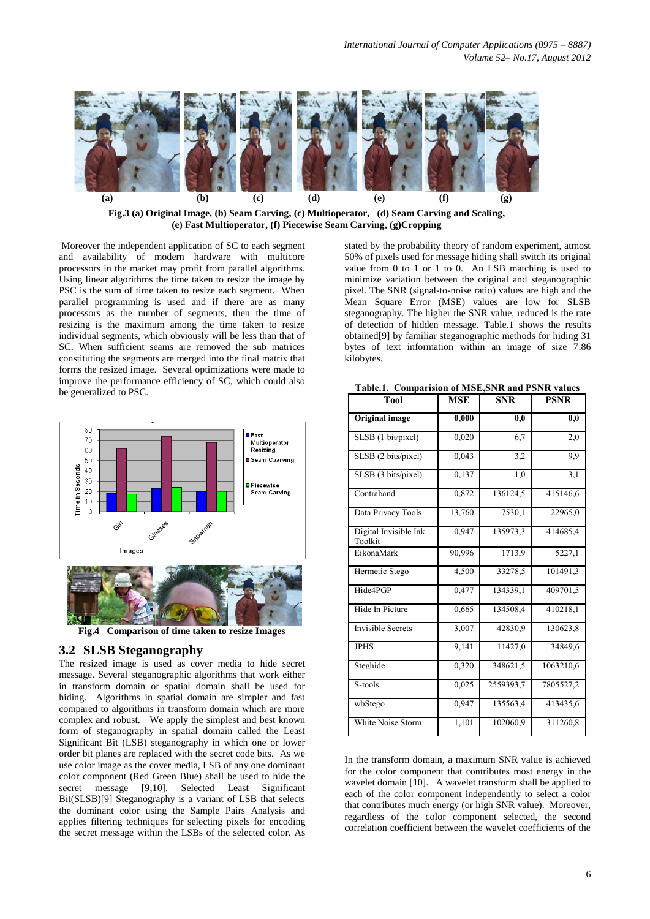Fig.3 (a) Original Image, (b) Seam Carving, (c) Multioperator, (d) Seam Carving and Scaling, (e) Fast Multioperator, (f) Piecewise Seam Carving, (g)Cropping

Moreover the independent application of SC to each segment and availability of modern hardware with multicore processors in the market may profit from parallel algorithms. Using linear algorithms the time taken to resize the image by PSC is the sum of time taken to resize each segment. When parallel programming is used and if there are as many processors as the number of segments, then the time of resizing is the maximum among the time taken to resize individual segments, which obviously will be less than that of SC. When sufficient seams are removed the sub matrices constituting the segments are merged into the final matrix that forms the resized image. Several optimizations were made to improve the performance efficiency of SC, which could also be generalized to PSC.

Fig.4 Comparison of time taken to resize Images

## 3.2 SLSB Steganography

The resized image is used as cover media to hide secret message. Several steganographic algorithms that work either in transform domain or spatial domain shall be used for hiding. Algorithms in spatial domain are simpler and fast compared to algorithms in transform domain which are more complex and robust. We apply the simplest and best known form of steganography in spatial domain called the Least Significant Bit (LSB) steganography in which one or lower order bit planes are replaced with the secret code bits. As we use color image as the cover media, LSB of any one dominant color component (Red Green Blue) shall be used to hide the secret message [9,10]. Selected Least Significant Bit(SLSB)[9] Steganography is a variant of LSB that selects the dominant color using the Sample Pairs Analysis and applies filtering techniques for selecting pixels for encoding the secret message within the LSBs of the selected color. As stated by the probability theory of random experiment, atmost 50% of pixels used for message hiding shall switch its original value from 0 to 1 or 1 to 0. An LSB matching is used to minimize variation between the original and steganographic pixel. The SNR (signal-to-noise ratio) values are high and the Mean Square Error (MSE) values are low for SLSB steganography. The higher the SNR value, reduced is the rate of detection of hidden message. Table.1 shows the results obtained[9] by familiar steganographic methods for hiding 31 bytes of text information within an image of size 7.86 kilobytes.

**Table.1. Comparision of MSE,SNR and PSNR values**

| Tool | MSE | SNR | PSNR |
|---|---|---|---|
| **Original image** | **0,000** | **0,0** | **0,0** |
| SLSB (1 bit/pixel) | 0,020 | 6,7 | 2,0 |
| SLSB (2 bits/pixel) | 0,043 | 3,2 | 9,9 |
| SLSB (3 bits/pixel) | 0,137 | 1,0 | 3,1 |
| Contraband | 0,872 | 136124,5 | 415146,6 |
| Data Privacy Tools | 13,760 | 7530,1 | 22965,0 |
| Digital Invisible Ink Toolkit | 0,947 | 135973,3 | 414685,4 |
| EikonaMark | 90,996 | 1713,9 | 5227,1 |
| Hermetic Stego | 4,500 | 33278,5 | 101491,3 |
| Hide4PGP | 0,477 | 134339,1 | 409701,5 |
| Hide In Picture | 0,665 | 134508,4 | 410218,1 |
| Invisible Secrets | 3,007 | 42830,9 | 130623,8 |
| JPHS | 9,141 | 11427,0 | 34849,6 |
| Steghide | 0,320 | 348621,5 | 1063210,6 |
| S-tools | 0,025 | 2559393,7 | 7805527,2 |
| wbStego | 0,947 | 135563,4 | 413435,6 |
| White Noise Storm | 1,101 | 102060,9 | 311260,8 |

In the transform domain, a maximum SNR value is achieved for the color component that contributes most energy in the wavelet domain [10]. A wavelet transform shall be applied to each of the color component independently to select a color that contributes much energy (or high SNR value). Moreover, regardless of the color component selected, the second correlation coefficient between the wavelet coefficients of the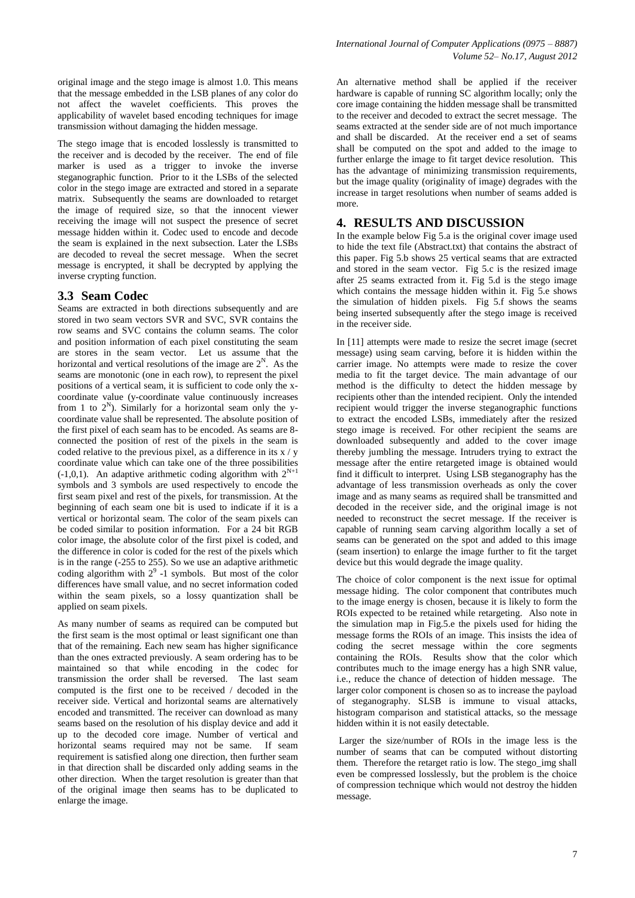original image and the stego image is almost 1.0. This means that the message embedded in the LSB planes of any color do not affect the wavelet coefficients. This proves the applicability of wavelet based encoding techniques for image transmission without damaging the hidden message.

The stego image that is encoded losslessly is transmitted to the receiver and is decoded by the receiver. The end of file marker is used as a trigger to invoke the inverse steganographic function. Prior to it the LSBs of the selected color in the stego image are extracted and stored in a separate matrix. Subsequently the seams are downloaded to retarget the image of required size, so that the innocent viewer receiving the image will not suspect the presence of secret message hidden within it. Codec used to encode and decode the seam is explained in the next subsection. Later the LSBs are decoded to reveal the secret message. When the secret message is encrypted, it shall be decrypted by applying the inverse crypting function.

### 3.3 Seam Codec

Seams are extracted in both directions subsequently and are stored in two seam vectors SVR and SVC, SVR contains the row seams and SVC contains the column seams. The color and position information of each pixel constituting the seam are stores in the seam vector. Let us assume that the horizontal and vertical resolutions of the image are $2^N$. As the seams are monotonic (one in each row), to represent the pixel positions of a vertical seam, it is sufficient to code only the x-coordinate value (y-coordinate value continuously increases from 1 to $2^N$). Similarly for a horizontal seam only the y-coordinate value shall be represented. The absolute position of the first pixel of each seam has to be encoded. As seams are 8-connected the position of rest of the pixels in the seam is coded relative to the previous pixel, as a difference in its x / y coordinate value which can take one of the three possibilities (-1,0,1). An adaptive arithmetic coding algorithm with $2^{N+1}$ symbols and 3 symbols are used respectively to encode the first seam pixel and rest of the pixels, for transmission. At the beginning of each seam one bit is used to indicate if it is a vertical or horizontal seam. The color of the seam pixels can be coded similar to position information. For a 24 bit RGB color image, the absolute color of the first pixel is coded, and the difference in color is coded for the rest of the pixels which is in the range (-255 to 255). So we use an adaptive arithmetic coding algorithm with $2^9$ -1 symbols. But most of the color differences have small value, and no secret information coded within the seam pixels, so a lossy quantization shall be applied on seam pixels.

As many number of seams as required can be computed but the first seam is the most optimal or least significant one than that of the remaining. Each new seam has higher significance than the ones extracted previously. A seam ordering has to be maintained so that while encoding in the codec for transmission the order shall be reversed. The last seam computed is the first one to be received / decoded in the receiver side. Vertical and horizontal seams are alternatively encoded and transmitted. The receiver can download as many seams based on the resolution of his display device and add it up to the decoded core image. Number of vertical and horizontal seams required may not be same. If seam requirement is satisfied along one direction, then further seam in that direction shall be discarded only adding seams in the other direction. When the target resolution is greater than that of the original image then seams has to be duplicated to enlarge the image.

An alternative method shall be applied if the receiver hardware is capable of running SC algorithm locally; only the core image containing the hidden message shall be transmitted to the receiver and decoded to extract the secret message. The seams extracted at the sender side are of not much importance and shall be discarded. At the receiver end a set of seams shall be computed on the spot and added to the image to further enlarge the image to fit target device resolution. This has the advantage of minimizing transmission requirements, but the image quality (originality of image) degrades with the increase in target resolutions when number of seams added is more.

## 4. RESULTS AND DISCUSSION

In the example below Fig 5.a is the original cover image used to hide the text file (Abstract.txt) that contains the abstract of this paper. Fig 5.b shows 25 vertical seams that are extracted and stored in the seam vector. Fig 5.c is the resized image after 25 seams extracted from it. Fig 5.d is the stego image which contains the message hidden within it. Fig 5.e shows the simulation of hidden pixels. Fig 5.f shows the seams being inserted subsequently after the stego image is received in the receiver side.

In [11] attempts were made to resize the secret image (secret message) using seam carving, before it is hidden within the carrier image. No attempts were made to resize the cover media to fit the target device. The main advantage of our method is the difficulty to detect the hidden message by recipients other than the intended recipient. Only the intended recipient would trigger the inverse steganographic functions to extract the encoded LSBs, immediately after the resized stego image is received. For other recipient the seams are downloaded subsequently and added to the cover image thereby jumbling the message. Intruders trying to extract the message after the entire retargeted image is obtained would find it difficult to interpret. Using LSB steganography has the advantage of less transmission overheads as only the cover image and as many seams as required shall be transmitted and decoded in the receiver side, and the original image is not needed to reconstruct the secret message. If the receiver is capable of running seam carving algorithm locally a set of seams can be generated on the spot and added to this image (seam insertion) to enlarge the image further to fit the target device but this would degrade the image quality.

The choice of color component is the next issue for optimal message hiding. The color component that contributes much to the image energy is chosen, because it is likely to form the ROIs expected to be retained while retargeting. Also note in the simulation map in Fig.5.e the pixels used for hiding the message forms the ROIs of an image. This insists the idea of coding the secret message within the core segments containing the ROIs. Results show that the color which contributes much to the image energy has a high SNR value, i.e., reduce the chance of detection of hidden message. The larger color component is chosen so as to increase the payload of steganography. SLSB is immune to visual attacks, histogram comparison and statistical attacks, so the message hidden within it is not easily detectable.

Larger the size/number of ROIs in the image less is the number of seams that can be computed without distorting them. Therefore the retarget ratio is low. The stego_img shall even be compressed losslessly, but the problem is the choice of compression technique which would not destroy the hidden message.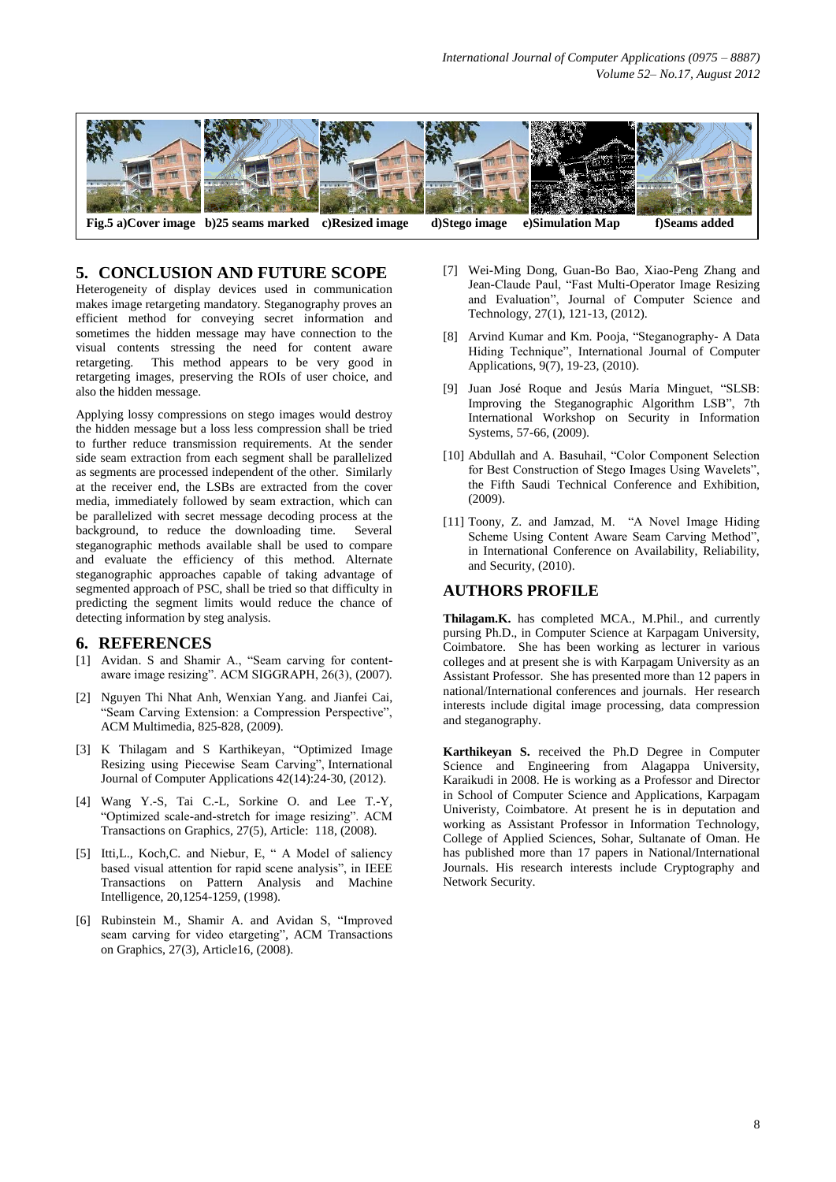Fig.5 a)Cover image b)25 seams marked c)Resized image d)Stego image e)Simulation Map f)Seams added

## 5. CONCLUSION AND FUTURE SCOPE

Heterogeneity of display devices used in communication makes image retargeting mandatory. Steganography proves an efficient method for conveying secret information and sometimes the hidden message may have connection to the visual contents stressing the need for content aware retargeting. This method appears to be very good in retargeting images, preserving the ROIs of user choice, and also the hidden message.

Applying lossy compressions on stego images would destroy the hidden message but a loss less compression shall be tried to further reduce transmission requirements. At the sender side seam extraction from each segment shall be parallelized as segments are processed independent of the other. Similarly at the receiver end, the LSBs are extracted from the cover media, immediately followed by seam extraction, which can be parallelized with secret message decoding process at the background, to reduce the downloading time. Several steganographic methods available shall be used to compare and evaluate the efficiency of this method. Alternate steganographic approaches capable of taking advantage of segmented approach of PSC, shall be tried so that difficulty in predicting the segment limits would reduce the chance of detecting information by steg analysis.

## 6. REFERENCES

[1] Avidan. S and Shamir A., "Seam carving for content-aware image resizing". ACM SIGGRAPH, 26(3), (2007).

[2] Nguyen Thi Nhat Anh, Wenxian Yang. and Jianfei Cai, "Seam Carving Extension: a Compression Perspective", ACM Multimedia, 825-828, (2009).

[3] K Thilagam and S Karthikeyan, "Optimized Image Resizing using Piecewise Seam Carving", International Journal of Computer Applications 42(14):24-30, (2012).

[4] Wang Y.-S, Tai C.-L, Sorkine O. and Lee T.-Y, "Optimized scale-and-stretch for image resizing". ACM Transactions on Graphics, 27(5), Article: 118, (2008).

[5] Itti,L., Koch,C. and Niebur, E, " A Model of saliency based visual attention for rapid scene analysis", in IEEE Transactions on Pattern Analysis and Machine Intelligence, 20,1254-1259, (1998).

[6] Rubinstein M., Shamir A. and Avidan S, "Improved seam carving for video etargeting", ACM Transactions on Graphics, 27(3), Article16, (2008).

[7] Wei-Ming Dong, Guan-Bo Bao, Xiao-Peng Zhang and Jean-Claude Paul, "Fast Multi-Operator Image Resizing and Evaluation", Journal of Computer Science and Technology, 27(1), 121-13, (2012).

[8] Arvind Kumar and Km. Pooja, "Steganography- A Data Hiding Technique", International Journal of Computer Applications, 9(7), 19-23, (2010).

[9] Juan José Roque and Jesús María Minguet, "SLSB: Improving the Steganographic Algorithm LSB", 7th International Workshop on Security in Information Systems, 57-66, (2009).

[10] Abdullah and A. Basuhail, "Color Component Selection for Best Construction of Stego Images Using Wavelets", the Fifth Saudi Technical Conference and Exhibition, (2009).

[11] Toony, Z. and Jamzad, M. "A Novel Image Hiding Scheme Using Content Aware Seam Carving Method", in International Conference on Availability, Reliability, and Security, (2010).

## AUTHORS PROFILE

**Thilagam.K.** has completed MCA., M.Phil., and currently pursing Ph.D., in Computer Science at Karpagam University, Coimbatore. She has been working as lecturer in various colleges and at present she is with Karpagam University as an Assistant Professor. She has presented more than 12 papers in national/International conferences and journals. Her research interests include digital image processing, data compression and steganography.

**Karthikeyan S.** received the Ph.D Degree in Computer Science and Engineering from Alagappa University, Karaikudi in 2008. He is working as a Professor and Director in School of Computer Science and Applications, Karpagam Univeristy, Coimbatore. At present he is in deputation and working as Assistant Professor in Information Technology, College of Applied Sciences, Sohar, Sultanate of Oman. He has published more than 17 papers in National/International Journals. His research interests include Cryptography and Network Security.